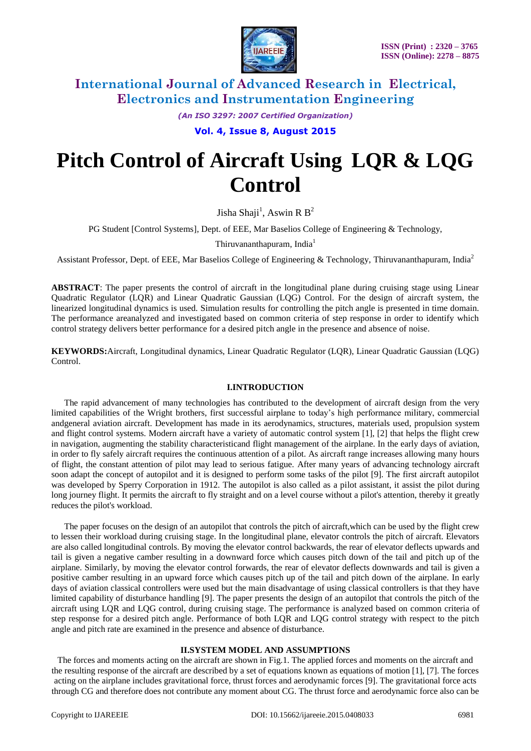# Pitch Control of Aircraft Using LQR & LQG Control

Jisha Shaji[1], Aswin R B[2]

PG Student [Control Systems], Dept. of EEE, Mar Baselios College of Engineering & Technology, Thiruvananthapuram, India[1]

Assistant Professor, Dept. of EEE, Mar Baselios College of Engineering & Technology, Thiruvananthapuram, India[2]

**ABSTRACT**: The paper presents the control of aircraft in the longitudinal plane during cruising stage using Linear Quadratic Regulator (LQR) and Linear Quadratic Gaussian (LQG) Control. For the design of aircraft system, the linearized longitudinal dynamics is used. Simulation results for controlling the pitch angle is presented in time domain. The performance areanalyzed and investigated based on common criteria of step response in order to identify which control strategy delivers better performance for a desired pitch angle in the presence and absence of noise.

**KEYWORDS:**Aircraft, Longitudinal dynamics, Linear Quadratic Regulator (LQR), Linear Quadratic Gaussian (LQG) Control.

## I.INTRODUCTION

The rapid advancement of many technologies has contributed to the development of aircraft design from the very limited capabilities of the Wright brothers, first successful airplane to today's high performance military, commercial andgeneral aviation aircraft. Development has made in its aerodynamics, structures, materials used, propulsion system and flight control systems. Modern aircraft have a variety of automatic control system [1], [2] that helps the flight crew in navigation, augmenting the stability characteristicand flight management of the airplane. In the early days of aviation, in order to fly safely aircraft requires the continuous attention of a pilot. As aircraft range increases allowing many hours of flight, the constant attention of pilot may lead to serious fatigue. After many years of advancing technology aircraft soon adapt the concept of autopilot and it is designed to perform some tasks of the pilot [9]. The first aircraft autopilot was developed by Sperry Corporation in 1912. The autopilot is also called as a pilot assistant, it assist the pilot during long journey flight. It permits the aircraft to fly straight and on a level course without a pilot's attention, thereby it greatly reduces the pilot's workload.

The paper focuses on the design of an autopilot that controls the pitch of aircraft,which can be used by the flight crew to lessen their workload during cruising stage. In the longitudinal plane, elevator controls the pitch of aircraft. Elevators are also called longitudinal controls. By moving the elevator control backwards, the rear of elevator deflects upwards and tail is given a negative camber resulting in a downward force which causes pitch down of the tail and pitch up of the airplane. Similarly, by moving the elevator control forwards, the rear of elevator deflects downwards and tail is given a positive camber resulting in an upward force which causes pitch up of the tail and pitch down of the airplane. In early days of aviation classical controllers were used but the main disadvantage of using classical controllers is that they have limited capability of disturbance handling [9]. The paper presents the design of an autopilot that controls the pitch of the aircraft using LQR and LQG control, during cruising stage. The performance is analyzed based on common criteria of step response for a desired pitch angle. Performance of both LQR and LQG control strategy with respect to the pitch angle and pitch rate are examined in the presence and absence of disturbance.

## II.SYSTEM MODEL AND ASSUMPTIONS

The forces and moments acting on the aircraft are shown in Fig.1. The applied forces and moments on the aircraft and the resulting response of the aircraft are described by a set of equations known as equations of motion [1], [7]. The forces acting on the airplane includes gravitational force, thrust forces and aerodynamic forces [9]. The gravitational force acts through CG and therefore does not contribute any moment about CG. The thrust force and aerodynamic force also can be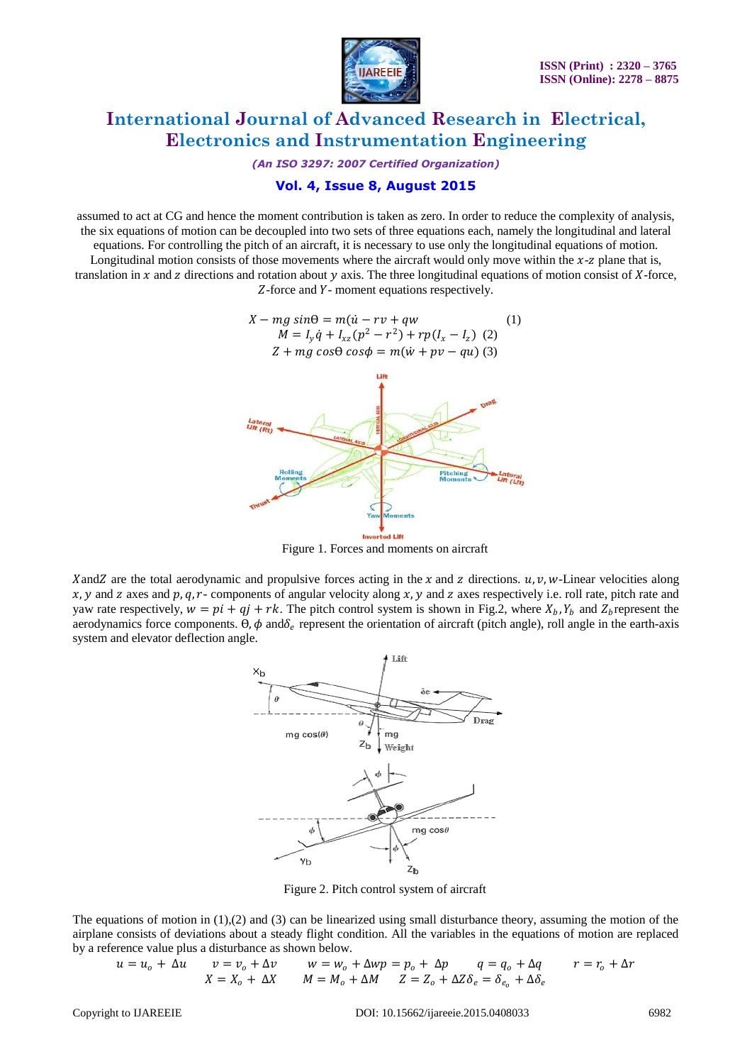assumed to act at CG and hence the moment contribution is taken as zero. In order to reduce the complexity of analysis, the six equations of motion can be decoupled into two sets of three equations each, namely the longitudinal and lateral equations. For controlling the pitch of an aircraft, it is necessary to use only the longitudinal equations of motion. Longitudinal motion consists of those movements where the aircraft would only move within the $x$-$z$ plane that is, translation in $x$ and $z$ directions and rotation about $y$ axis. The three longitudinal equations of motion consist of $X$-force, $Z$-force and $Y$- moment equations respectively.

$$X - mg\sin\Theta = m(\dot{u} - rv + qw \qquad (1)$$

$$M = I_y\dot{q} + I_{xz}(p^2 - r^2) + rp(I_x - I_z) \quad (2)$$

$$Z + mg\cos\Theta\cos\phi = m(\dot{w} + pv - qu) \quad (3)$$

Figure 1. Forces and moments on aircraft

$X$ and $Z$ are the total aerodynamic and propulsive forces acting in the $x$ and $z$ directions. $u, v, w$-Linear velocities along $x, y$ and $z$ axes and $p, q, r$- components of angular velocity along $x, y$ and $z$ axes respectively i.e. roll rate, pitch rate and yaw rate respectively, $w = pi + qj + rk$. The pitch control system is shown in Fig.2, where $X_b, Y_b$ and $Z_b$ represent the aerodynamics force components. $\Theta, \phi$ and $\delta_e$ represent the orientation of aircraft (pitch angle), roll angle in the earth-axis system and elevator deflection angle.

Figure 2. Pitch control system of aircraft

The equations of motion in (1),(2) and (3) can be linearized using small disturbance theory, assuming the motion of the airplane consists of deviations about a steady flight condition. All the variables in the equations of motion are replaced by a reference value plus a disturbance as shown below.

$$u = u_o + \Delta u \qquad v = v_o + \Delta v \qquad w = w_o + \Delta w p = p_o + \Delta p \qquad q = q_o + \Delta q \qquad r = r_o + \Delta r$$

$$X = X_o + \Delta X \qquad M = M_o + \Delta M \qquad Z = Z_o + \Delta Z \delta_e = \delta_{e_o} + \Delta\delta_e$$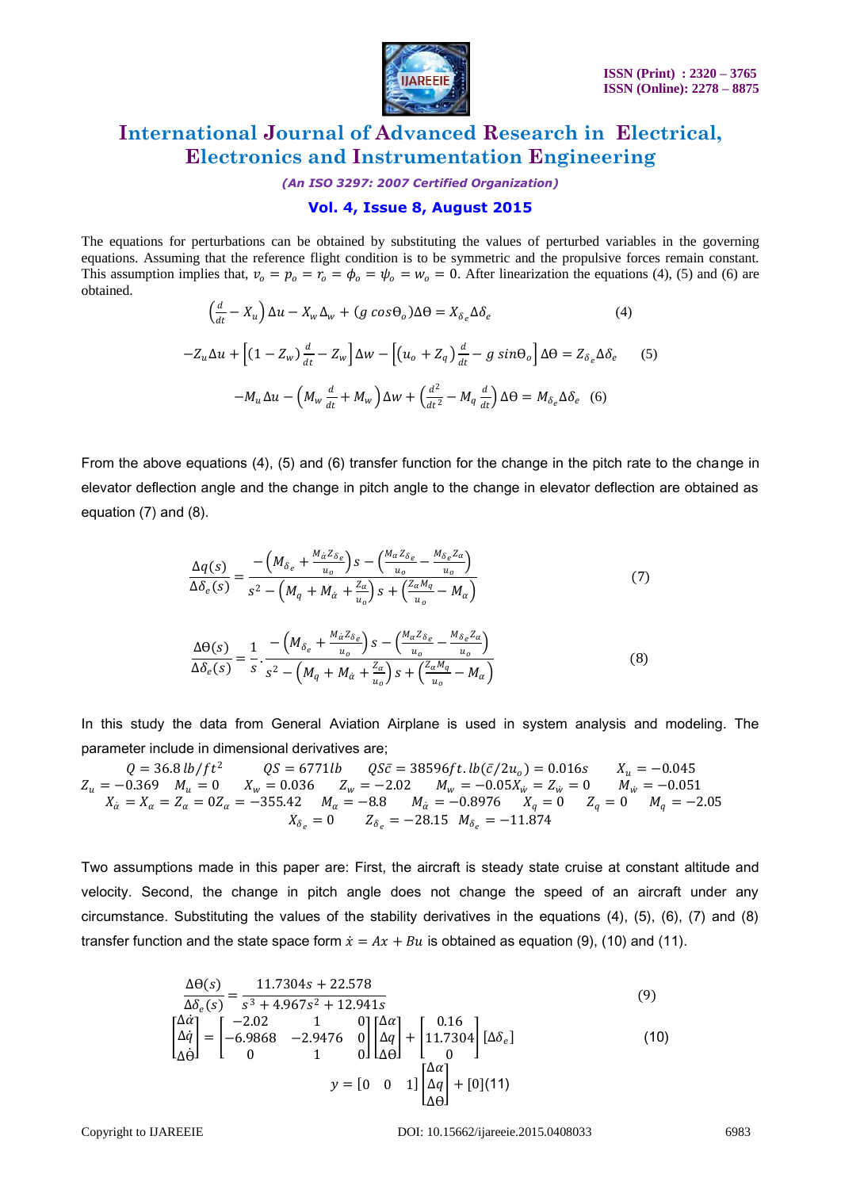The equations for perturbations can be obtained by substituting the values of perturbed variables in the governing equations. Assuming that the reference flight condition is to be symmetric and the propulsive forces remain constant. This assumption implies that, $v_o = p_o = r_o = \phi_o = \psi_o = w_o = 0$. After linearization the equations (4), (5) and (6) are obtained.

$$\left(\frac{d}{dt} - X_u\right)\Delta u - X_w \Delta_w + (g\, cos\Theta_o)\Delta\Theta = X_{\delta_e}\Delta\delta_e \qquad (4)$$

$$-Z_u \Delta u + \left[(1 - Z_w)\frac{d}{dt} - Z_w\right]\Delta w - \left[\left(u_o + Z_q\right)\frac{d}{dt} - g\, sin\Theta_o\right]\Delta\Theta = Z_{\delta_e}\Delta\delta_e \qquad (5)$$

$$-M_u \Delta u - \left(M_w \frac{d}{dt} + M_w\right)\Delta w + \left(\frac{d^2}{dt^2} - M_q \frac{d}{dt}\right)\Delta\Theta = M_{\delta_e}\Delta\delta_e \quad (6)$$

From the above equations (4), (5) and (6) transfer function for the change in the pitch rate to the change in elevator deflection angle and the change in pitch angle to the change in elevator deflection are obtained as equation (7) and (8).

$$\frac{\Delta q(s)}{\Delta\delta_e(s)} = \frac{-\left(M_{\delta_e} + \frac{M_{\dot{\alpha}} Z_{\delta_e}}{u_o}\right)s - \left(\frac{M_\alpha Z_{\delta_e}}{u_o} - \frac{M_{\delta_e} Z_\alpha}{u_o}\right)}{s^2 - \left(M_q + M_{\dot{\alpha}} + \frac{Z_\alpha}{u_o}\right)s + \left(\frac{Z_\alpha M_q}{u_o} - M_\alpha\right)} \qquad (7)$$

$$\frac{\Delta\Theta(s)}{\Delta\delta_e(s)} = \frac{1}{s}\cdot\frac{-\left(M_{\delta_e} + \frac{M_{\dot{\alpha}} Z_{\delta_e}}{u_o}\right)s - \left(\frac{M_\alpha Z_{\delta_e}}{u_o} - \frac{M_{\delta_e} Z_\alpha}{u_o}\right)}{s^2 - \left(M_q + M_{\dot{\alpha}} + \frac{Z_\alpha}{u_o}\right)s + \left(\frac{Z_\alpha M_q}{u_o} - M_\alpha\right)} \qquad (8)$$

In this study the data from General Aviation Airplane is used in system analysis and modeling. The parameter include in dimensional derivatives are;

$Q = 36.8\, lb/ft^2 \qquad QS = 6771 lb \qquad QS\bar{c} = 38596 ft.lb(\bar{c}/2u_o) = 0.016s \qquad X_u = -0.045$
$Z_u = -0.369 \quad M_u = 0 \quad X_w = 0.036 \quad Z_w = -2.02 \quad M_w = -0.05 X_{\dot{w}} = Z_{\dot{w}} = 0 \quad M_{\dot{w}} = -0.051$
$X_{\dot{\alpha}} = X_\alpha = Z_\alpha = 0 Z_\alpha = -355.42 \quad M_\alpha = -8.8 \quad M_{\dot{\alpha}} = -0.8976 \quad X_q = 0 \quad Z_q = 0 \quad M_q = -2.05$
$X_{\delta_e} = 0 \qquad Z_{\delta_e} = -28.15 \quad M_{\delta_e} = -11.874$

Two assumptions made in this paper are: First, the aircraft is steady state cruise at constant altitude and velocity. Second, the change in pitch angle does not change the speed of an aircraft under any circumstance. Substituting the values of the stability derivatives in the equations (4), (5), (6), (7) and (8) transfer function and the state space form $\dot{x} = Ax + Bu$ is obtained as equation (9), (10) and (11).

$$\frac{\Delta\Theta(s)}{\Delta\delta_e(s)} = \frac{11.7304s + 22.578}{s^3 + 4.967s^2 + 12.941s} \qquad (9)$$

$$\begin{bmatrix}\Delta\dot{\alpha}\\ \Delta\dot{q}\\ \Delta\dot{\Theta}\end{bmatrix} = \begin{bmatrix}-2.02 & 1 & 0\\ -6.9868 & -2.9476 & 0\\ 0 & 1 & 0\end{bmatrix}\begin{bmatrix}\Delta\alpha\\ \Delta q\\ \Delta\Theta\end{bmatrix} + \begin{bmatrix}0.16\\ 11.7304\\ 0\end{bmatrix}[\Delta\delta_e] \qquad (10)$$

$$y = \begin{bmatrix}0 & 0 & 1\end{bmatrix}\begin{bmatrix}\Delta\alpha\\ \Delta q\\ \Delta\Theta\end{bmatrix} + [0] \qquad (11)$$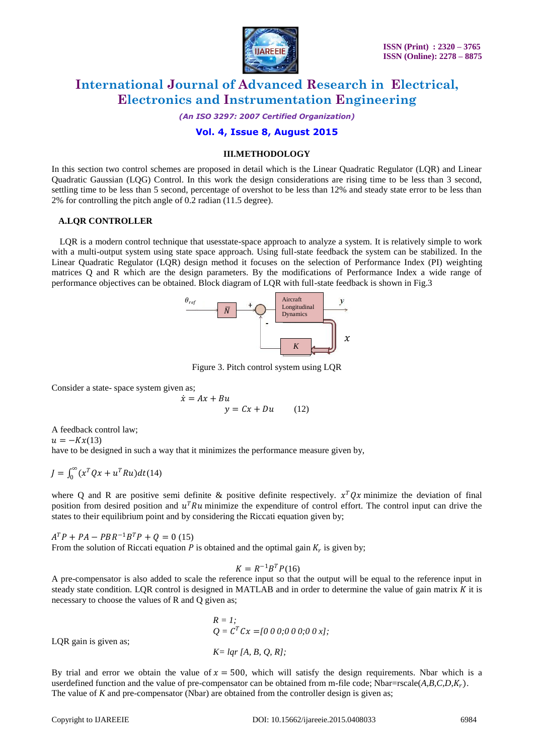### III.METHODOLOGY

In this section two control schemes are proposed in detail which is the Linear Quadratic Regulator (LQR) and Linear Quadratic Gaussian (LQG) Control. In this work the design considerations are rising time to be less than 3 second, settling time to be less than 5 second, percentage of overshot to be less than 12% and steady state error to be less than 2% for controlling the pitch angle of 0.2 radian (11.5 degree).

#### A.LQR CONTROLLER

LQR is a modern control technique that usesstate-space approach to analyze a system. It is relatively simple to work with a multi-output system using state space approach. Using full-state feedback the system can be stabilized. In the Linear Quadratic Regulator (LQR) design method it focuses on the selection of Performance Index (PI) weighting matrices Q and R which are the design parameters. By the modifications of Performance Index a wide range of performance objectives can be obtained. Block diagram of LQR with full-state feedback is shown in Fig.3

$\theta_{ref}$

$\bar{N}$

+

-

Aircraft Longitudinal Dynamics

$y$

$x$

$K$

Figure 3. Pitch control system using LQR

Consider a state- space system given as;

$$\dot{x} = Ax + Bu$$
$$y = Cx + Du \qquad (12)$$

A feedback control law;

$u = -Kx$(13)

have to be designed in such a way that it minimizes the performance measure given by,

$$J = \int_0^\infty (x^T Qx + u^T Ru)dt \qquad (14)$$

where Q and R are positive semi definite & positive definite respectively. $x^T Qx$ minimize the deviation of final position from desired position and $u^T Ru$ minimize the expenditure of control effort. The control input can drive the states to their equilibrium point and by considering the Riccati equation given by;

$$A^T P + PA - PBR^{-1}B^T P + Q = 0 \qquad (15)$$

From the solution of Riccati equation $P$ is obtained and the optimal gain $K_r$ is given by;

$$K = R^{-1}B^T P \qquad (16)$$

A pre-compensator is also added to scale the reference input so that the output will be equal to the reference input in steady state condition. LQR control is designed in MATLAB and in order to determine the value of gain matrix $K$ it is necessary to choose the values of R and Q given as;

*R = 1;*

*Q =* $C^T Cx$ *=[0 0 0;0 0 0;0 0 x];*

LQR gain is given as;

*K= lqr [A, B, Q, R];*

By trial and error we obtain the value of $x = 500$, which will satisfy the design requirements. Nbar which is a userdefined function and the value of pre-compensator can be obtained from m-file code; Nbar=rscale($A$,$B$,$C$,$D$,$K_r$). The value of $K$ and pre-compensator (Nbar) are obtained from the controller design is given as;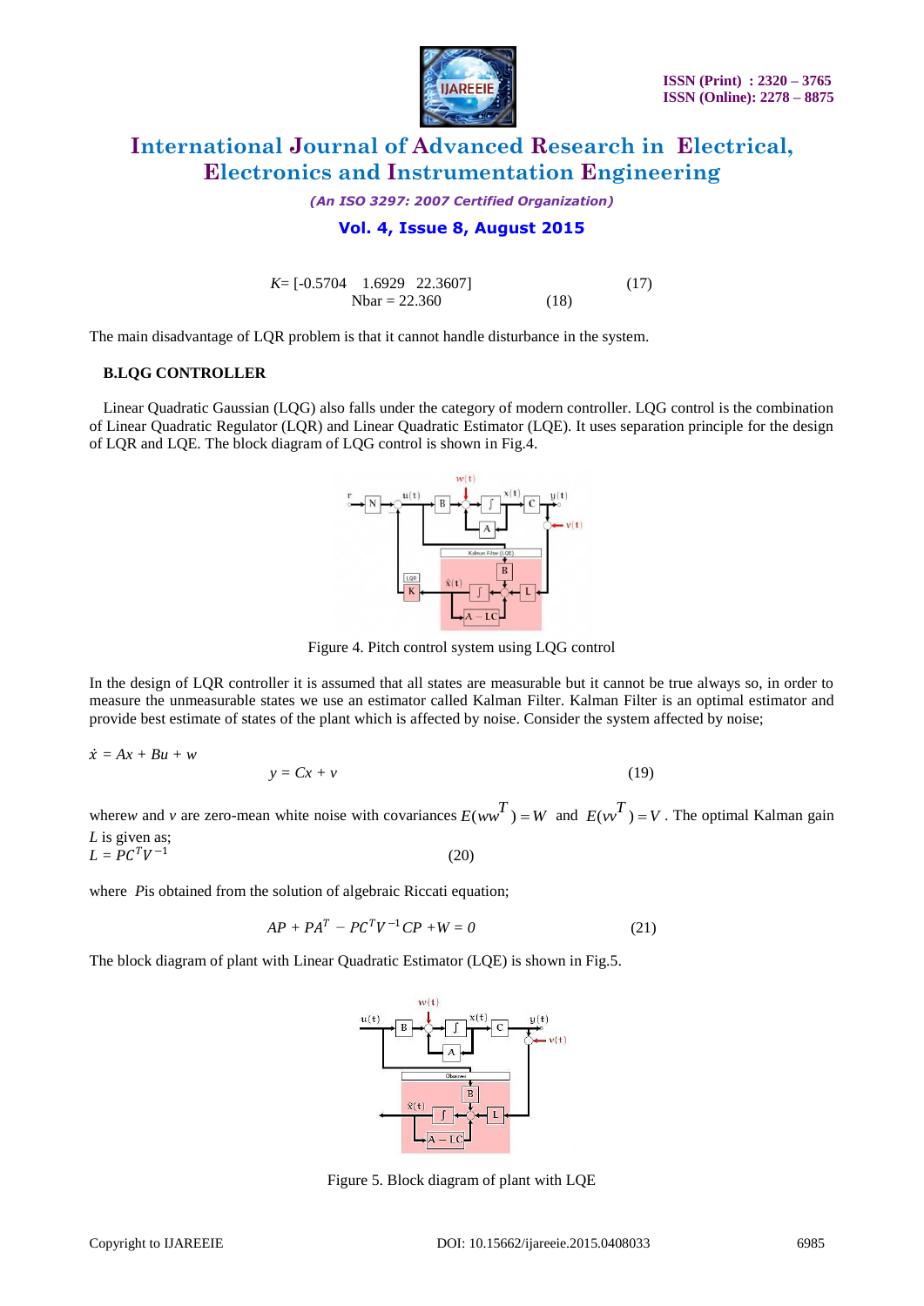$$K = [-0.5704 \quad 1.6929 \quad 22.3607] \tag{17}$$

$$\text{Nbar} = 22.360 \tag{18}$$

The main disadvantage of LQR problem is that it cannot handle disturbance in the system.

### B.LQG CONTROLLER

Linear Quadratic Gaussian (LQG) also falls under the category of modern controller. LQG control is the combination of Linear Quadratic Regulator (LQR) and Linear Quadratic Estimator (LQE). It uses separation principle for the design of LQR and LQE. The block diagram of LQG control is shown in Fig.4.

Figure 4. Pitch control system using LQG control

In the design of LQR controller it is assumed that all states are measurable but it cannot be true always so, in order to measure the unmeasurable states we use an estimator called Kalman Filter. Kalman Filter is an optimal estimator and provide best estimate of states of the plant which is affected by noise. Consider the system affected by noise;

$$\dot{x} = Ax + Bu + w$$

$$y = Cx + v \tag{19}$$

where$w$ and $v$ are zero-mean white noise with covariances $E(ww^T) = W$ and $E(vv^T) = V$. The optimal Kalman gain $L$ is given as;

$$L = PC^T V^{-1} \tag{20}$$

where $P$is obtained from the solution of algebraic Riccati equation;

$$AP + PA^T - PC^T V^{-1} CP + W = 0 \tag{21}$$

The block diagram of plant with Linear Quadratic Estimator (LQE) is shown in Fig.5.

Figure 5. Block diagram of plant with LQE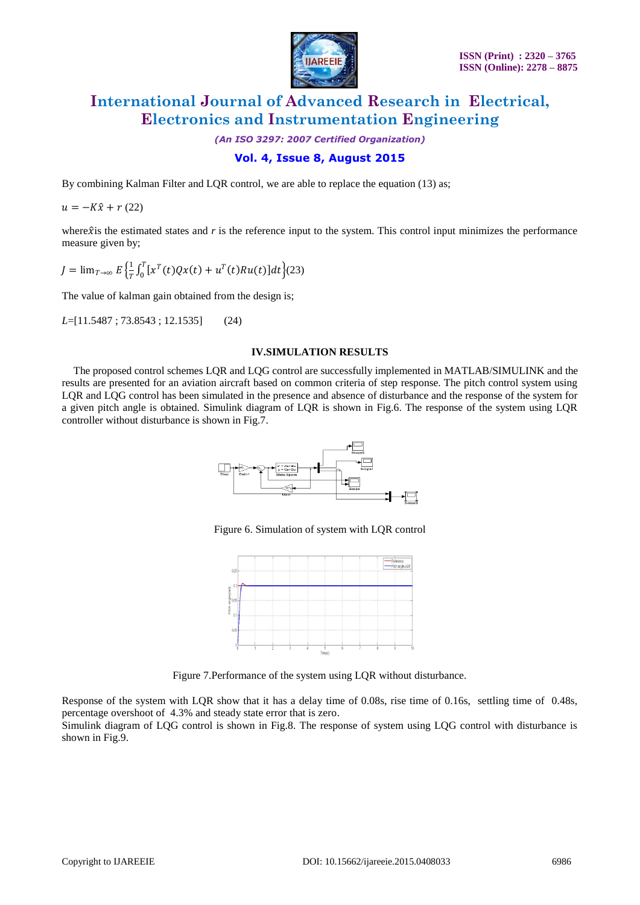By combining Kalman Filter and LQR control, we are able to replace the equation (13) as;

$u = -K\hat{x} + r$ (22)

where $\hat{x}$ is the estimated states and $r$ is the reference input to the system. This control input minimizes the performance measure given by;

$J = \lim_{T\to\infty} E\left\{\frac{1}{T}\int_0^T [x^T(t)Qx(t) + u^T(t)Ru(t)]dt\right\}$(23)

The value of kalman gain obtained from the design is;

$L$=[11.5487 ; 73.8543 ; 12.1535] (24)

## IV.SIMULATION RESULTS

The proposed control schemes LQR and LQG control are successfully implemented in MATLAB/SIMULINK and the results are presented for an aviation aircraft based on common criteria of step response. The pitch control system using LQR and LQG control has been simulated in the presence and absence of disturbance and the response of the system for a given pitch angle is obtained. Simulink diagram of LQR is shown in Fig.6. The response of the system using LQR controller without disturbance is shown in Fig.7.

Scope2
Scope1
Step
Gain1
x' = Ax+Bu
y = Cx+Du
State-Space
Scope
Gain
Scope3

Figure 6. Simulation of system with LQR control

Reference
Pitch angle-LQR
0.25
0.2
0.15
0.1
0.05
0
Pitch angle(rad)
0 1 2 3 4 5 6 7 8 9 10
Time(s)

Figure 7.Performance of the system using LQR without disturbance.

Response of the system with LQR show that it has a delay time of 0.08s, rise time of 0.16s, settling time of 0.48s, percentage overshoot of 4.3% and steady state error that is zero.
Simulink diagram of LQG control is shown in Fig.8. The response of system using LQG control with disturbance is shown in Fig.9.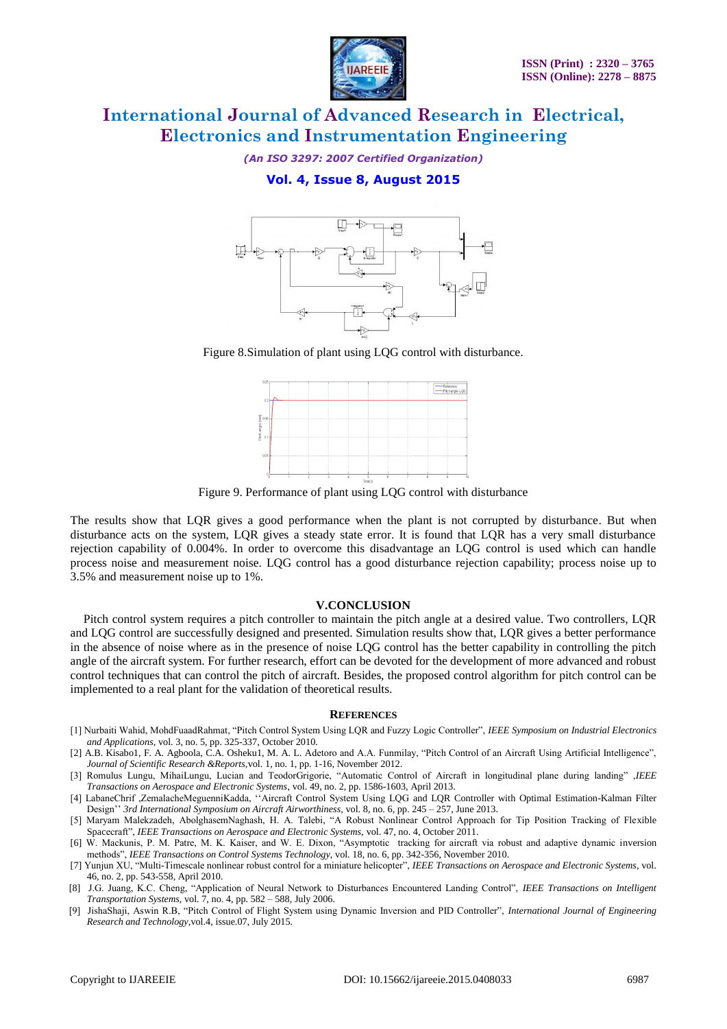Figure 8.Simulation of plant using LQG control with disturbance.

Figure 9. Performance of plant using LQG control with disturbance

The results show that LQR gives a good performance when the plant is not corrupted by disturbance. But when disturbance acts on the system, LQR gives a steady state error. It is found that LQR has a very small disturbance rejection capability of 0.004%. In order to overcome this disadvantage an LQG control is used which can handle process noise and measurement noise. LQG control has a good disturbance rejection capability; process noise up to 3.5% and measurement noise up to 1%.

## V.CONCLUSION

Pitch control system requires a pitch controller to maintain the pitch angle at a desired value. Two controllers, LQR and LQG control are successfully designed and presented. Simulation results show that, LQR gives a better performance in the absence of noise where as in the presence of noise LQG control has the better capability in controlling the pitch angle of the aircraft system. For further research, effort can be devoted for the development of more advanced and robust control techniques that can control the pitch of aircraft. Besides, the proposed control algorithm for pitch control can be implemented to a real plant for the validation of theoretical results.

## REFERENCES

[1] Nurbaiti Wahid, MohdFuaadRahmat, "Pitch Control System Using LQR and Fuzzy Logic Controller", *IEEE Symposium on Industrial Electronics and Applications*, vol. 3, no. 5, pp. 325-337, October 2010.

[2] A.B. Kisabo1, F. A. Agboola, C.A. Osheku1, M. A. L. Adetoro and A.A. Funmilay, "Pitch Control of an Aircraft Using Artificial Intelligence", *Journal of Scientific Research &Reports*,vol. 1, no. 1, pp. 1-16, November 2012.

[3] Romulus Lungu, MihaiLungu, Lucian and TeodorGrigorie, "Automatic Control of Aircraft in longitudinal plane during landing" ,*IEEE Transactions on Aerospace and Electronic Systems*, vol. 49, no. 2, pp. 1586-1603, April 2013.

[4] LabaneChrif ,ZemalacheMeguenniKadda, ''Aircraft Control System Using LQG and LQR Controller with Optimal Estimation-Kalman Filter Design'' *3rd International Symposium on Aircraft Airworthiness*, vol. 8, no. 6, pp. 245 – 257, June 2013.

[5] Maryam Malekzadeh, AbolghasemNaghash, H. A. Talebi, "A Robust Nonlinear Control Approach for Tip Position Tracking of Flexible Spacecraft", *IEEE Transactions on Aerospace and Electronic Systems*, vol. 47, no. 4, October 2011.

[6] W. Mackunis, P. M. Patre, M. K. Kaiser, and W. E. Dixon, "Asymptotic tracking for aircraft via robust and adaptive dynamic inversion methods", *IEEE Transactions on Control Systems Technology*, vol. 18, no. 6, pp. 342-356, November 2010.

[7] Yunjun XU, "Multi-Timescale nonlinear robust control for a miniature helicopter", *IEEE Transactions on Aerospace and Electronic Systems*, vol. 46, no. 2, pp. 543-558, April 2010.

[8] J.G. Juang, K.C. Cheng, "Application of Neural Network to Disturbances Encountered Landing Control", *IEEE Transactions on Intelligent Transportation Systems*, vol. 7, no. 4, pp. 582 – 588, July 2006.

[9] JishaShaji, Aswin R.B, "Pitch Control of Flight System using Dynamic Inversion and PID Controller", *International Journal of Engineering Research and Technology*,vol.4, issue.07, July 2015.